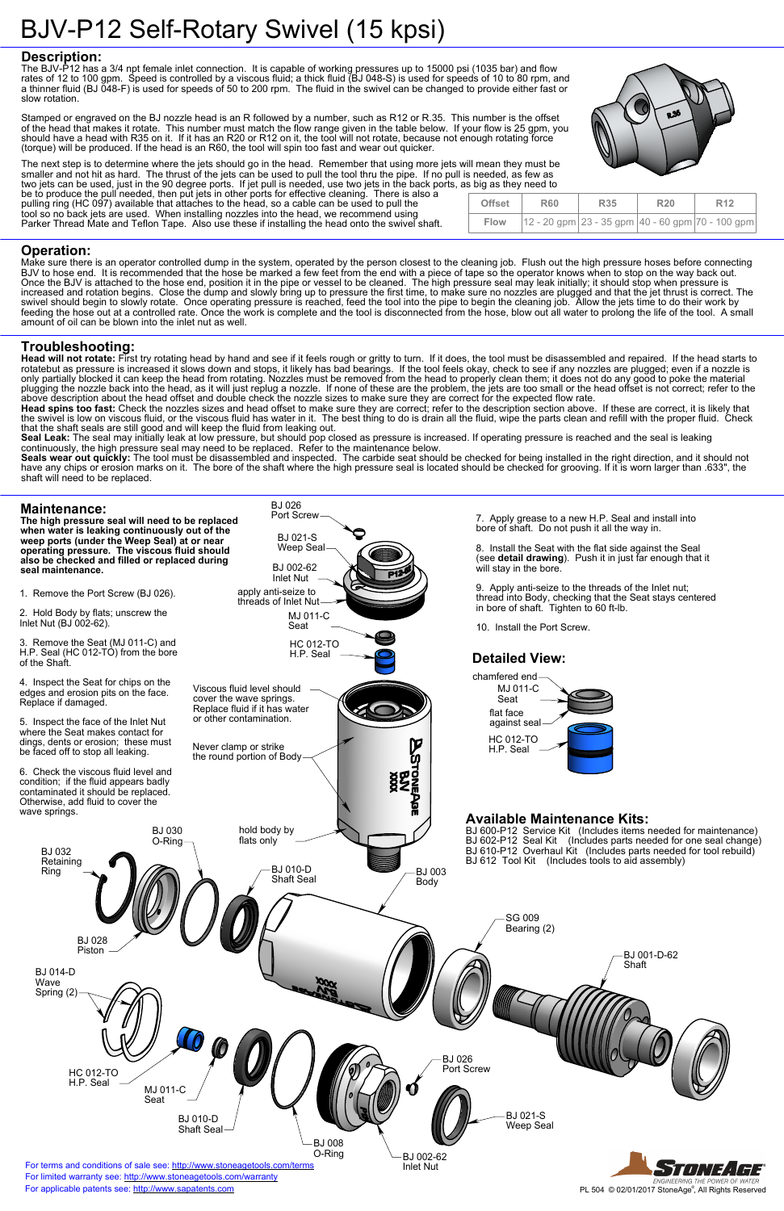# BJV-P12 Self-Rotary Swivel (15 kpsi)

## Description:

The BJV-P12 has a 3/4 npt female inlet connection. It is capable of working pressures up to 15000 psi (1035 bar) and flow rates of 12 to 100 gpm. Speed is controlled by a viscous fluid; a thick fluid (BJ 048-S) is used for speeds of 10 to 80 rpm, and a thinner fluid (BJ 048-F) is used for speeds of 50 to 200 rpm. The fluid in the swivel can be changed to provide either fast or slow rotation.

Stamped or engraved on the BJ nozzle head is an R followed by a number, such as R12 or R.35. This number is the offset of the head that makes it rotate. This number must match the flow range given in the table below. If your flow is 25 gpm, you should have a head with R35 on it. If it has an R20 or R12 on it, the tool will not rotate, because not enough rotating force (torque) will be produced. If the head is an R60, the tool will spin too fast and wear out quicker.

The next step is to determine where the jets should go in the head. Remember that using more jets will mean they must be smaller and not hit as hard. The thrust of the jets can be used to pull the tool thru the pipe. If no pull is needed, as few as two jets can be used, just in the 90 degree ports. If jet pull is needed, use two jets in the back ports, as big as they need to be to produce the pull needed, then put jets in other ports for effective cleaning. There is also a pulling ring (HC 097) available that attaches to the head, so a cable can be used to pull the tool so no back jets are used. When installing nozzles into the head, we recommend using Parker Thread Mate and Teflon Tape. Also use these if installing the head onto the swivel shaft.

| Offset | R60 | R35 | R20 | R12 |
|---|---|---|---|---|
| Flow | 12 - 20 gpm | 23 - 35 gpm | 40 - 60 gpm | 70 - 100 gpm |

## Operation:

Make sure there is an operator controlled dump in the system, operated by the person closest to the cleaning job. Flush out the high pressure hoses before connecting BJV to hose end. It is recommended that the hose be marked a few feet from the end with a piece of tape so the operator knows when to stop on the way back out. Once the BJV is attached to the hose end, position it in the pipe or vessel to be cleaned. The high pressure seal may leak initially; it should stop when pressure is increased and rotation begins. Close the dump and slowly bring up to pressure the first time, to make sure no nozzles are plugged and that the jet thrust is correct. The swivel should begin to slowly rotate. Once operating pressure is reached, feed the tool into the pipe to begin the cleaning job. Allow the jets time to do their work by feeding the hose out at a controlled rate. Once the work is complete and the tool is disconnected from the hose, blow out all water to prolong the life of the tool. A small amount of oil can be blown into the inlet nut as well.

## Troubleshooting:

**Head will not rotate:** First try rotating head by hand and see if it feels rough or gritty to turn. If it does, the tool must be disassembled and repaired. If the head starts to rotatebut as pressure is increased it slows down and stops, it likely has bad bearings. If the tool feels okay, check to see if any nozzles are plugged; even if a nozzle is only partially blocked it can keep the head from rotating. Nozzles must be removed from the head to properly clean them; it does not do any good to poke the material plugging the nozzle back into the head, as it will just replug a nozzle. If none of these are the problem, the jets are too small or the head offset is not correct; refer to the above description about the head offset and double check the nozzle sizes to make sure they are correct for the expected flow rate.

**Head spins too fast:** Check the nozzles sizes and head offset to make sure they are correct; refer to the description section above. If these are correct, it is likely that the swivel is low on viscous fluid, or the viscous fluid has water in it. The best thing to do is drain all the fluid, wipe the parts clean and refill with the proper fluid. Check that the shaft seals are still good and will keep the fluid from leaking out.

**Seal Leak:** The seal may initially leak at low pressure, but should pop closed as pressure is increased. If operating pressure is reached and the seal is leaking continuously, the high pressure seal may need to be replaced. Refer to the maintenance below.

**Seals wear out quickly:** The tool must be disassembled and inspected. The carbide seat should be checked for being installed in the right direction, and it should not have any chips or erosion marks on it. The bore of the shaft where the high pressure seal is located should be checked for grooving. If it is worn larger than .633", the shaft will need to be replaced.

## Maintenance:

**The high pressure seal will need to be replaced when water is leaking continuously out of the weep ports (under the Weep Seal) at or near operating pressure. The viscous fluid should also be checked and filled or replaced during seal maintenance.**

1. Remove the Port Screw (BJ 026).
2. Hold Body by flats; unscrew the Inlet Nut (BJ 002-62).
3. Remove the Seat (MJ 011-C) and H.P. Seal (HC 012-TO) from the bore of the Shaft.
4. Inspect the Seat for chips on the edges and erosion pits on the face. Replace if damaged.
5. Inspect the face of the Inlet Nut where the Seat makes contact for dings, dents or erosion; these must be faced off to stop all leaking.
6. Check the viscous fluid level and condition; if the fluid appears badly contaminated it should be replaced. Otherwise, add fluid to cover the wave springs.
7. Apply grease to a new H.P. Seal and install into bore of shaft. Do not push it all the way in.
8. Install the Seat with the flat side against the Seal (see **detail drawing**). Push it in just far enough that it will stay in the bore.
9. Apply anti-seize to the threads of the Inlet nut; thread into Body, checking that the Seat stays centered in bore of shaft. Tighten to 60 ft-lb.
10. Install the Port Screw.

BJ 026 Port Screw
BJ 021-S Weep Seal
BJ 002-62 Inlet Nut
apply anti-seize to threads of Inlet Nut
MJ 011-C Seat
HC 012-TO H.P. Seal
Viscous fluid level should cover the wave springs. Replace fluid if it has water or other contamination.
Never clamp or strike the round portion of Body
hold body by flats only

## Detailed View:

chamfered end
MJ 011-C Seat
flat face against seal
HC 012-TO H.P. Seal

## Available Maintenance Kits:

BJ 600-P12 Service Kit (Includes items needed for maintenance)
BJ 602-P12 Seal Kit (Includes parts needed for one seal change)
BJ 610-P12 Overhaul Kit (Includes parts needed for tool rebuild)
BJ 612 Tool Kit (Includes tools to aid assembly)

BJ 032 Retaining Ring
BJ 030 O-Ring
BJ 010-D Shaft Seal
BJ 003 Body
BJ 028 Piston
BJ 014-D Wave Spring (2)
SG 009 Bearing (2)
BJ 001-D-62 Shaft
HC 012-TO H.P. Seal
MJ 011-C Seat
BJ 010-D Shaft Seal
BJ 008 O-Ring
BJ 026 Port Screw
BJ 021-S Weep Seal
BJ 002-62 Inlet Nut

For terms and conditions of sale see: http://www.stoneagetools.com/terms
For limited warranty see: http://www.stoneagetools.com/warranty
For applicable patents see: http://www.sapatents.com

PL 504 © 02/01/2017 StoneAge®, All Rights Reserved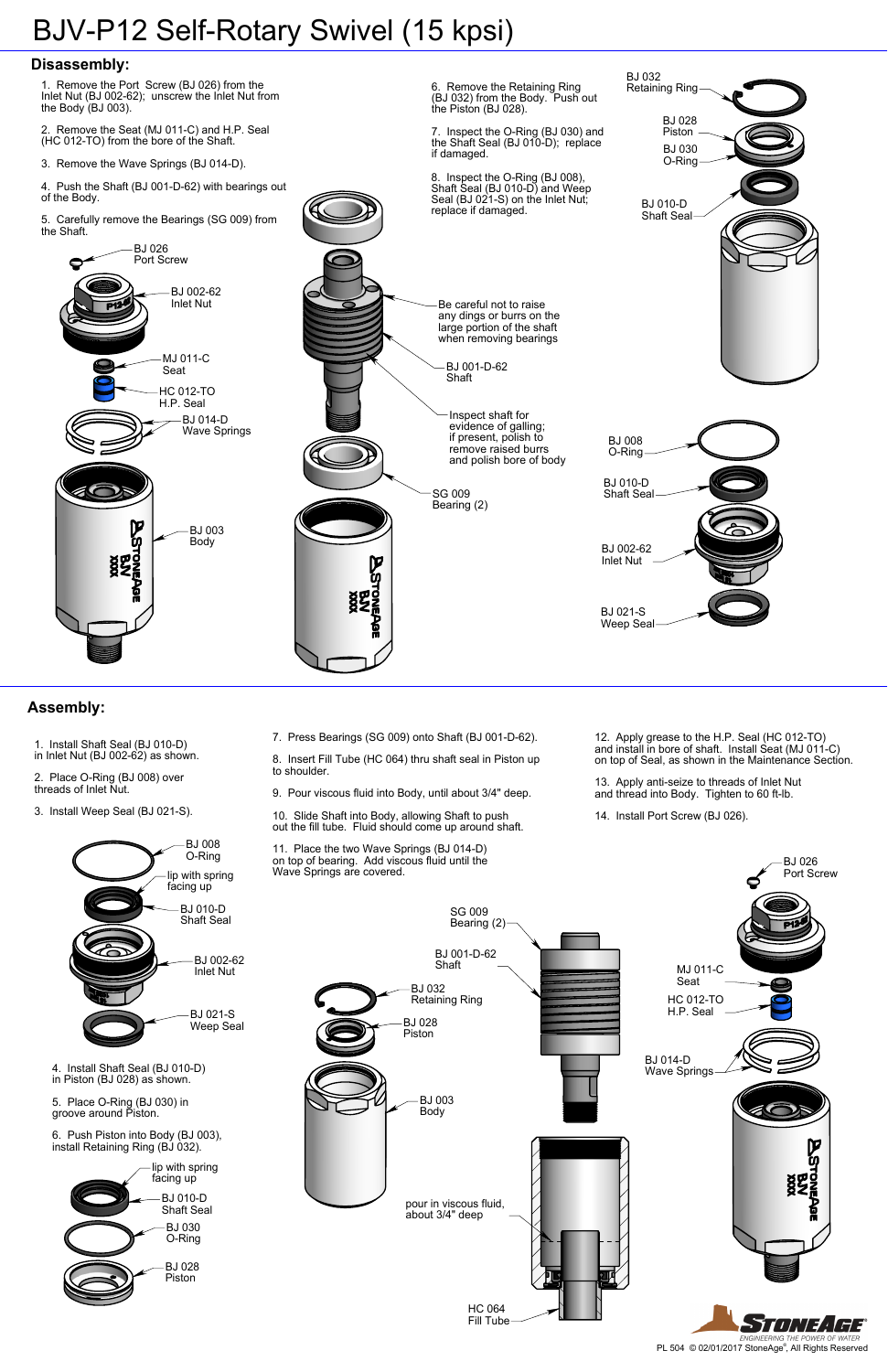# BJV-P12 Self-Rotary Swivel (15 kpsi)

## Disassembly:

1. Remove the Port Screw (BJ 026) from the Inlet Nut (BJ 002-62); unscrew the Inlet Nut from the Body (BJ 003).

2. Remove the Seat (MJ 011-C) and H.P. Seal (HC 012-TO) from the bore of the Shaft.

3. Remove the Wave Springs (BJ 014-D).

4. Push the Shaft (BJ 001-D-62) with bearings out of the Body.

5. Carefully remove the Bearings (SG 009) from the Shaft.

6. Remove the Retaining Ring (BJ 032) from the Body. Push out the Piston (BJ 028).

7. Inspect the O-Ring (BJ 030) and the Shaft Seal (BJ 010-D); replace if damaged.

8. Inspect the O-Ring (BJ 008), Shaft Seal (BJ 010-D) and Weep Seal (BJ 021-S) on the Inlet Nut; replace if damaged.

BJ 026
Port Screw

BJ 002-62
Inlet Nut

MJ 011-C
Seat

HC 012-TO
H.P. Seal

BJ 014-D
Wave Springs

BJ 003
Body

Be careful not to raise any dings or burrs on the large portion of the shaft when removing bearings

BJ 001-D-62
Shaft

Inspect shaft for evidence of galling; if present, polish to remove raised burrs and polish bore of body

SG 009
Bearing (2)

BJ 032
Retaining Ring

BJ 028
Piston

BJ 030
O-Ring

BJ 010-D
Shaft Seal

BJ 008
O-Ring

BJ 010-D
Shaft Seal

BJ 002-62
Inlet Nut

BJ 021-S
Weep Seal

## Assembly:

1. Install Shaft Seal (BJ 010-D) in Inlet Nut (BJ 002-62) as shown.

2. Place O-Ring (BJ 008) over threads of Inlet Nut.

3. Install Weep Seal (BJ 021-S).

BJ 008
O-Ring

lip with spring facing up

BJ 010-D
Shaft Seal

BJ 002-62
Inlet Nut

BJ 021-S
Weep Seal

4. Install Shaft Seal (BJ 010-D) in Piston (BJ 028) as shown.

5. Place O-Ring (BJ 030) in groove around Piston.

6. Push Piston into Body (BJ 003), install Retaining Ring (BJ 032).

lip with spring facing up

BJ 010-D
Shaft Seal

BJ 030
O-Ring

BJ 028
Piston

7. Press Bearings (SG 009) onto Shaft (BJ 001-D-62).

8. Insert Fill Tube (HC 064) thru shaft seal in Piston up to shoulder.

9. Pour viscous fluid into Body, until about 3/4" deep.

10. Slide Shaft into Body, allowing Shaft to push out the fill tube. Fluid should come up around shaft.

11. Place the two Wave Springs (BJ 014-D) on top of bearing. Add viscous fluid until the Wave Springs are covered.

SG 009
Bearing (2)

BJ 001-D-62
Shaft

BJ 032
Retaining Ring

BJ 028
Piston

BJ 003
Body

pour in viscous fluid, about 3/4" deep

HC 064
Fill Tube

12. Apply grease to the H.P. Seal (HC 012-TO) and install in bore of shaft. Install Seat (MJ 011-C) on top of Seal, as shown in the Maintenance Section.

13. Apply anti-seize to threads of Inlet Nut and thread into Body. Tighten to 60 ft-lb.

14. Install Port Screw (BJ 026).

BJ 026
Port Screw

MJ 011-C
Seat

HC 012-TO
H.P. Seal

BJ 014-D
Wave Springs

PL 504 © 02/01/2017 StoneAge®, All Rights Reserved